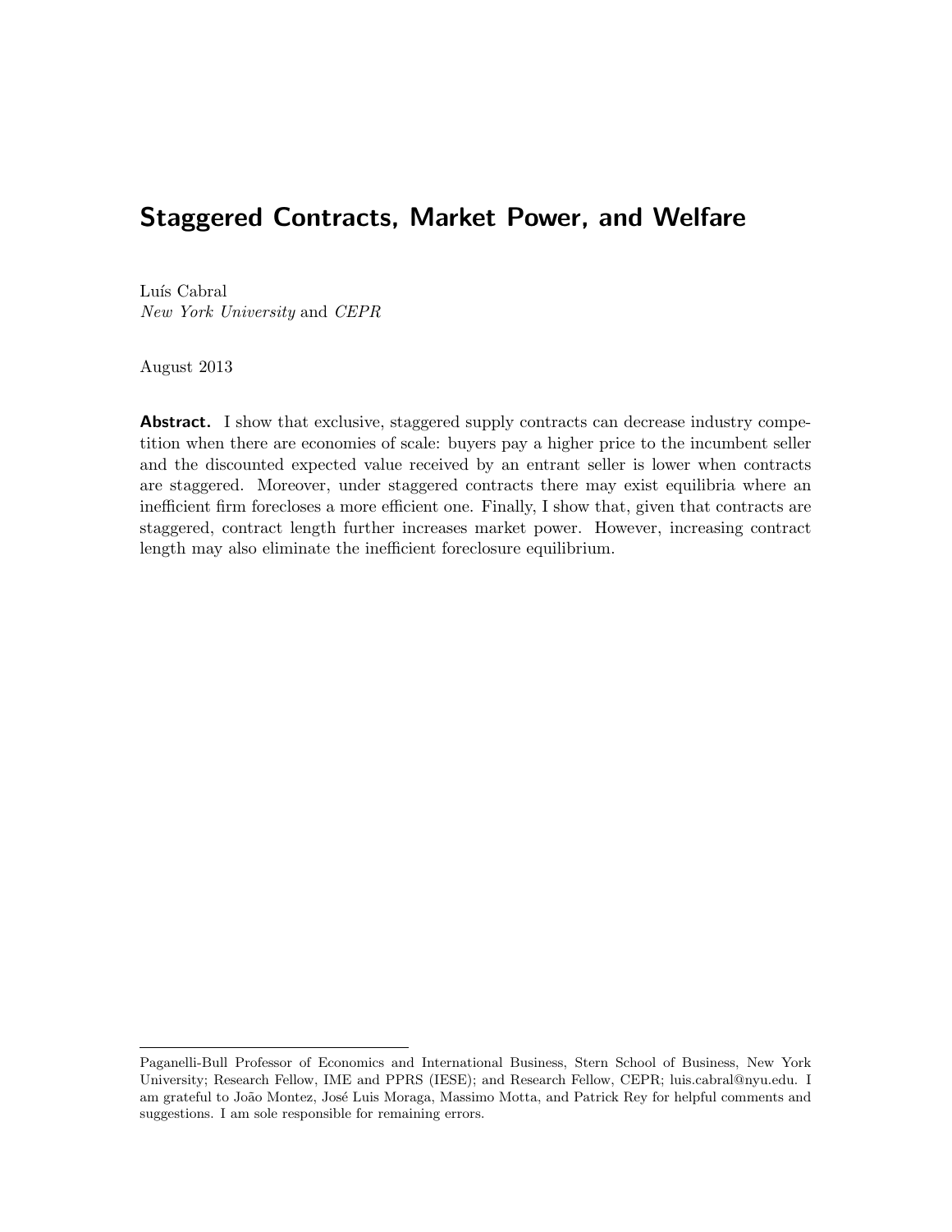# Staggered Contracts, Market Power, and Welfare

Luís Cabral
*New York University* and *CEPR*

August 2013

**Abstract.** I show that exclusive, staggered supply contracts can decrease industry competition when there are economies of scale: buyers pay a higher price to the incumbent seller and the discounted expected value received by an entrant seller is lower when contracts are staggered. Moreover, under staggered contracts there may exist equilibria where an inefficient firm forecloses a more efficient one. Finally, I show that, given that contracts are staggered, contract length further increases market power. However, increasing contract length may also eliminate the inefficient foreclosure equilibrium.

---

Paganelli-Bull Professor of Economics and International Business, Stern School of Business, New York University; Research Fellow, IME and PPRS (IESE); and Research Fellow, CEPR; luis.cabral@nyu.edu. I am grateful to João Montez, José Luis Moraga, Massimo Motta, and Patrick Rey for helpful comments and suggestions. I am sole responsible for remaining errors.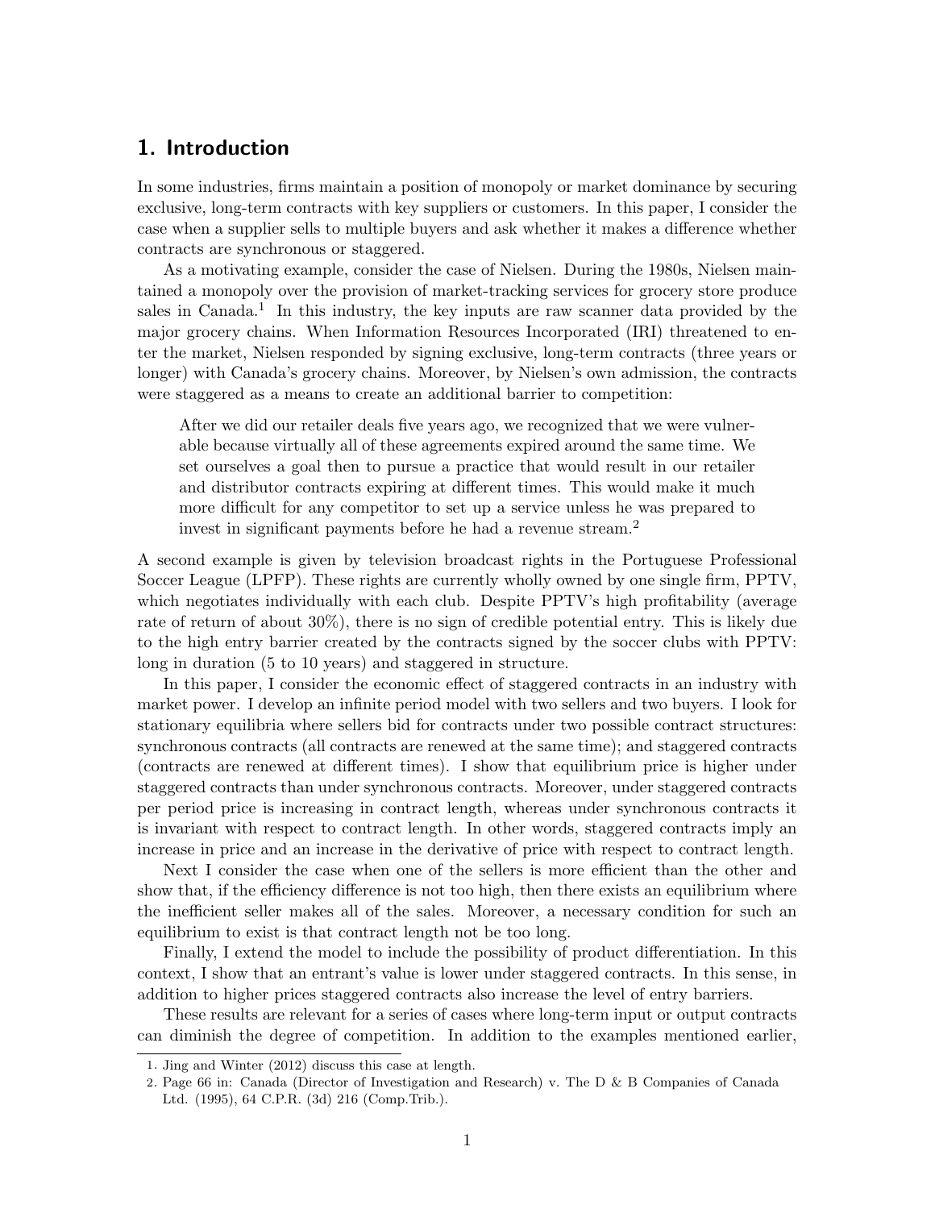## 1. Introduction

In some industries, firms maintain a position of monopoly or market dominance by securing exclusive, long-term contracts with key suppliers or customers. In this paper, I consider the case when a supplier sells to multiple buyers and ask whether it makes a difference whether contracts are synchronous or staggered.

As a motivating example, consider the case of Nielsen. During the 1980s, Nielsen maintained a monopoly over the provision of market-tracking services for grocery store produce sales in Canada.[1] In this industry, the key inputs are raw scanner data provided by the major grocery chains. When Information Resources Incorporated (IRI) threatened to enter the market, Nielsen responded by signing exclusive, long-term contracts (three years or longer) with Canada's grocery chains. Moreover, by Nielsen's own admission, the contracts were staggered as a means to create an additional barrier to competition:

> After we did our retailer deals five years ago, we recognized that we were vulnerable because virtually all of these agreements expired around the same time. We set ourselves a goal then to pursue a practice that would result in our retailer and distributor contracts expiring at different times. This would make it much more difficult for any competitor to set up a service unless he was prepared to invest in significant payments before he had a revenue stream.[2]

A second example is given by television broadcast rights in the Portuguese Professional Soccer League (LPFP). These rights are currently wholly owned by one single firm, PPTV, which negotiates individually with each club. Despite PPTV's high profitability (average rate of return of about 30%), there is no sign of credible potential entry. This is likely due to the high entry barrier created by the contracts signed by the soccer clubs with PPTV: long in duration (5 to 10 years) and staggered in structure.

In this paper, I consider the economic effect of staggered contracts in an industry with market power. I develop an infinite period model with two sellers and two buyers. I look for stationary equilibria where sellers bid for contracts under two possible contract structures: synchronous contracts (all contracts are renewed at the same time); and staggered contracts (contracts are renewed at different times). I show that equilibrium price is higher under staggered contracts than under synchronous contracts. Moreover, under staggered contracts per period price is increasing in contract length, whereas under synchronous contracts it is invariant with respect to contract length. In other words, staggered contracts imply an increase in price and an increase in the derivative of price with respect to contract length.

Next I consider the case when one of the sellers is more efficient than the other and show that, if the efficiency difference is not too high, then there exists an equilibrium where the inefficient seller makes all of the sales. Moreover, a necessary condition for such an equilibrium to exist is that contract length not be too long.

Finally, I extend the model to include the possibility of product differentiation. In this context, I show that an entrant's value is lower under staggered contracts. In this sense, in addition to higher prices staggered contracts also increase the level of entry barriers.

These results are relevant for a series of cases where long-term input or output contracts can diminish the degree of competition. In addition to the examples mentioned earlier,

---

1. Jing and Winter (2012) discuss this case at length.
2. Page 66 in: Canada (Director of Investigation and Research) v. The D & B Companies of Canada Ltd. (1995), 64 C.P.R. (3d) 216 (Comp.Trib.).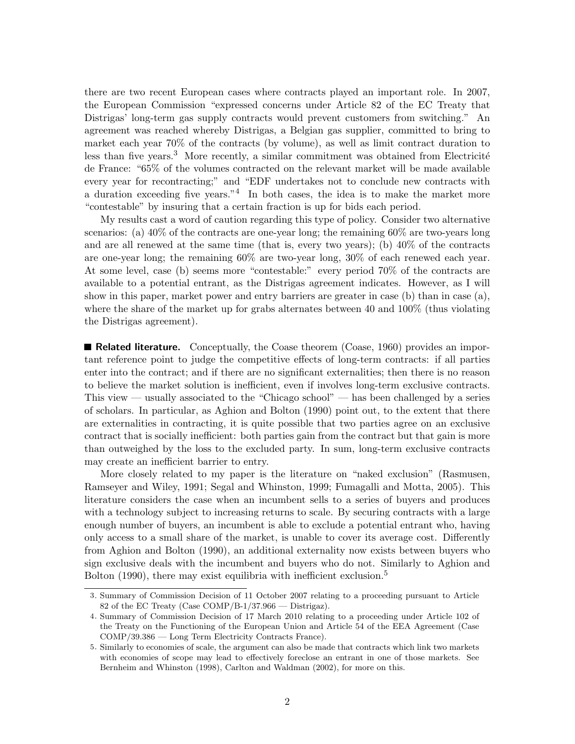there are two recent European cases where contracts played an important role. In 2007, the European Commission "expressed concerns under Article 82 of the EC Treaty that Distrigas' long-term gas supply contracts would prevent customers from switching." An agreement was reached whereby Distrigas, a Belgian gas supplier, committed to bring to market each year 70% of the contracts (by volume), as well as limit contract duration to less than five years.[3] More recently, a similar commitment was obtained from Electricité de France: "65% of the volumes contracted on the relevant market will be made available every year for recontracting;" and "EDF undertakes not to conclude new contracts with a duration exceeding five years."[4] In both cases, the idea is to make the market more "contestable" by insuring that a certain fraction is up for bids each period.

My results cast a word of caution regarding this type of policy. Consider two alternative scenarios: (a) 40% of the contracts are one-year long; the remaining 60% are two-years long and are all renewed at the same time (that is, every two years); (b) 40% of the contracts are one-year long; the remaining 60% are two-year long, 30% of each renewed each year. At some level, case (b) seems more "contestable:" every period 70% of the contracts are available to a potential entrant, as the Distrigas agreement indicates. However, as I will show in this paper, market power and entry barriers are greater in case (b) than in case (a), where the share of the market up for grabs alternates between 40 and 100% (thus violating the Distrigas agreement).

**Related literature.** Conceptually, the Coase theorem (Coase, 1960) provides an important reference point to judge the competitive effects of long-term contracts: if all parties enter into the contract; and if there are no significant externalities; then there is no reason to believe the market solution is inefficient, even if involves long-term exclusive contracts. This view — usually associated to the "Chicago school" — has been challenged by a series of scholars. In particular, as Aghion and Bolton (1990) point out, to the extent that there are externalities in contracting, it is quite possible that two parties agree on an exclusive contract that is socially inefficient: both parties gain from the contract but that gain is more than outweighed by the loss to the excluded party. In sum, long-term exclusive contracts may create an inefficient barrier to entry.

More closely related to my paper is the literature on "naked exclusion" (Rasmusen, Ramseyer and Wiley, 1991; Segal and Whinston, 1999; Fumagalli and Motta, 2005). This literature considers the case when an incumbent sells to a series of buyers and produces with a technology subject to increasing returns to scale. By securing contracts with a large enough number of buyers, an incumbent is able to exclude a potential entrant who, having only access to a small share of the market, is unable to cover its average cost. Differently from Aghion and Bolton (1990), an additional externality now exists between buyers who sign exclusive deals with the incumbent and buyers who do not. Similarly to Aghion and Bolton (1990), there may exist equilibria with inefficient exclusion.[5]

---

3. Summary of Commission Decision of 11 October 2007 relating to a proceeding pursuant to Article 82 of the EC Treaty (Case COMP/B-1/37.966 — Distrigaz).

4. Summary of Commission Decision of 17 March 2010 relating to a proceeding under Article 102 of the Treaty on the Functioning of the European Union and Article 54 of the EEA Agreement (Case COMP/39.386 — Long Term Electricity Contracts France).

5. Similarly to economies of scale, the argument can also be made that contracts which link two markets with economies of scope may lead to effectively foreclose an entrant in one of those markets. See Bernheim and Whinston (1998), Carlton and Waldman (2002), for more on this.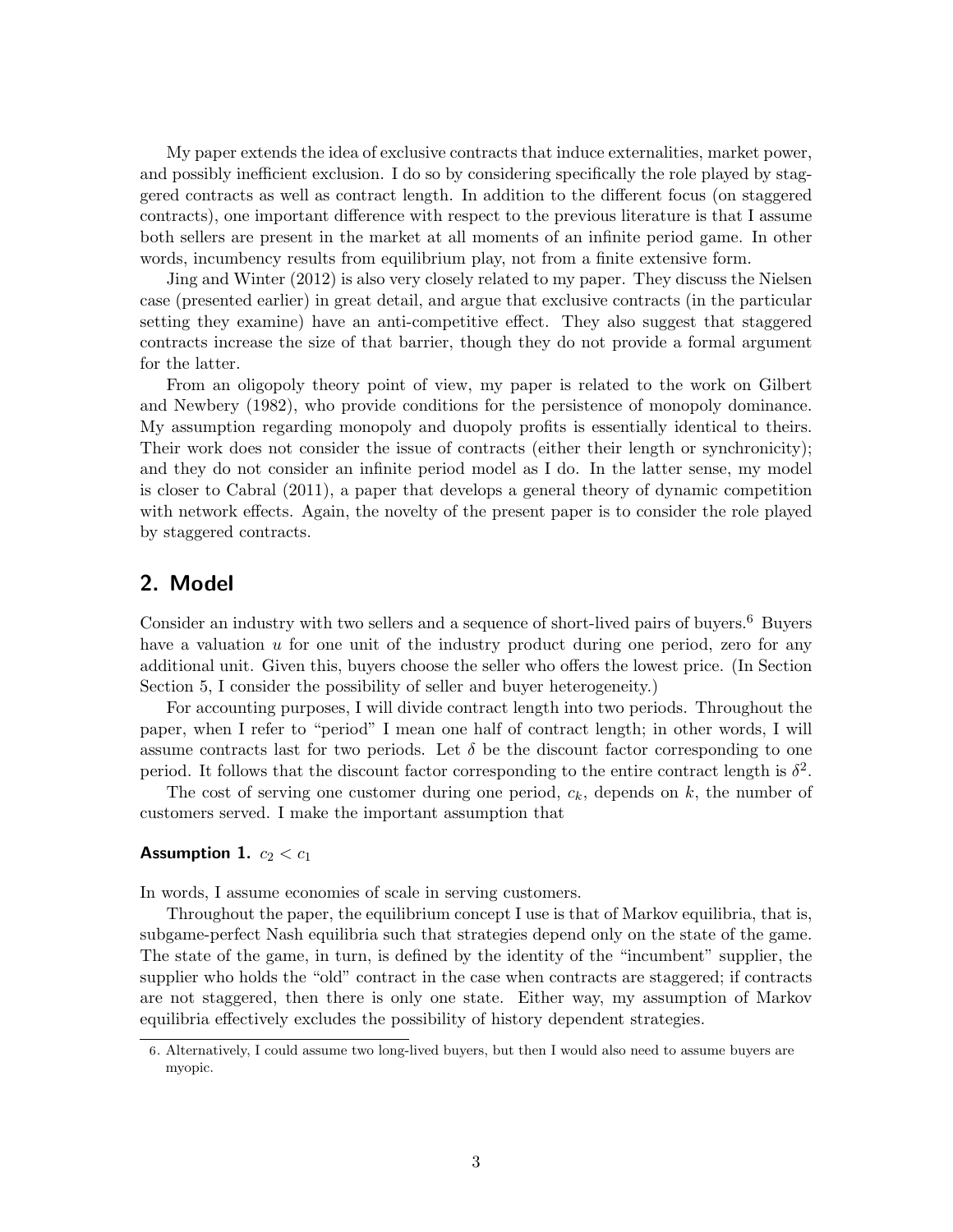My paper extends the idea of exclusive contracts that induce externalities, market power, and possibly inefficient exclusion. I do so by considering specifically the role played by staggered contracts as well as contract length. In addition to the different focus (on staggered contracts), one important difference with respect to the previous literature is that I assume both sellers are present in the market at all moments of an infinite period game. In other words, incumbency results from equilibrium play, not from a finite extensive form.

Jing and Winter (2012) is also very closely related to my paper. They discuss the Nielsen case (presented earlier) in great detail, and argue that exclusive contracts (in the particular setting they examine) have an anti-competitive effect. They also suggest that staggered contracts increase the size of that barrier, though they do not provide a formal argument for the latter.

From an oligopoly theory point of view, my paper is related to the work on Gilbert and Newbery (1982), who provide conditions for the persistence of monopoly dominance. My assumption regarding monopoly and duopoly profits is essentially identical to theirs. Their work does not consider the issue of contracts (either their length or synchronicity); and they do not consider an infinite period model as I do. In the latter sense, my model is closer to Cabral (2011), a paper that develops a general theory of dynamic competition with network effects. Again, the novelty of the present paper is to consider the role played by staggered contracts.

## 2. Model

Consider an industry with two sellers and a sequence of short-lived pairs of buyers.[6] Buyers have a valuation $u$ for one unit of the industry product during one period, zero for any additional unit. Given this, buyers choose the seller who offers the lowest price. (In Section Section 5, I consider the possibility of seller and buyer heterogeneity.)

For accounting purposes, I will divide contract length into two periods. Throughout the paper, when I refer to "period" I mean one half of contract length; in other words, I will assume contracts last for two periods. Let $\delta$ be the discount factor corresponding to one period. It follows that the discount factor corresponding to the entire contract length is $\delta^2$.

The cost of serving one customer during one period, $c_k$, depends on $k$, the number of customers served. I make the important assumption that

**Assumption 1.** $c_2 < c_1$

In words, I assume economies of scale in serving customers.

Throughout the paper, the equilibrium concept I use is that of Markov equilibria, that is, subgame-perfect Nash equilibria such that strategies depend only on the state of the game. The state of the game, in turn, is defined by the identity of the "incumbent" supplier, the supplier who holds the "old" contract in the case when contracts are staggered; if contracts are not staggered, then there is only one state. Either way, my assumption of Markov equilibria effectively excludes the possibility of history dependent strategies.

6. Alternatively, I could assume two long-lived buyers, but then I would also need to assume buyers are myopic.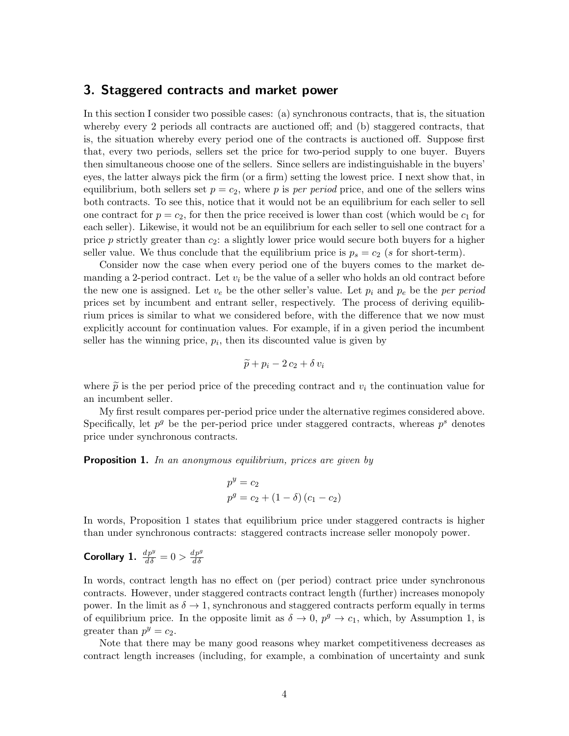## 3. Staggered contracts and market power

In this section I consider two possible cases: (a) synchronous contracts, that is, the situation whereby every 2 periods all contracts are auctioned off; and (b) staggered contracts, that is, the situation whereby every period one of the contracts is auctioned off. Suppose first that, every two periods, sellers set the price for two-period supply to one buyer. Buyers then simultaneous choose one of the sellers. Since sellers are indistinguishable in the buyers' eyes, the latter always pick the firm (or a firm) setting the lowest price. I next show that, in equilibrium, both sellers set $p = c_2$, where $p$ is *per period* price, and one of the sellers wins both contracts. To see this, notice that it would not be an equilibrium for each seller to sell one contract for $p = c_2$, for then the price received is lower than cost (which would be $c_1$ for each seller). Likewise, it would not be an equilibrium for each seller to sell one contract for a price $p$ strictly greater than $c_2$: a slightly lower price would secure both buyers for a higher seller value. We thus conclude that the equilibrium price is $p_s = c_2$ ($s$ for short-term).

Consider now the case when every period one of the buyers comes to the market demanding a 2-period contract. Let $v_i$ be the value of a seller who holds an old contract before the new one is assigned. Let $v_e$ be the other seller's value. Let $p_i$ and $p_e$ be the *per period* prices set by incumbent and entrant seller, respectively. The process of deriving equilibrium prices is similar to what we considered before, with the difference that we now must explicitly account for continuation values. For example, if in a given period the incumbent seller has the winning price, $p_i$, then its discounted value is given by

$$\widetilde{p} + p_i - 2\,c_2 + \delta\,v_i$$

where $\widetilde{p}$ is the per period price of the preceding contract and $v_i$ the continuation value for an incumbent seller.

My first result compares per-period price under the alternative regimes considered above. Specifically, let $p^g$ be the per-period price under staggered contracts, whereas $p^s$ denotes price under synchronous contracts.

**Proposition 1.** *In an anonymous equilibrium, prices are given by*

$$p^y = c_2$$
$$p^g = c_2 + (1 - \delta)\,(c_1 - c_2)$$

In words, Proposition 1 states that equilibrium price under staggered contracts is higher than under synchronous contracts: staggered contracts increase seller monopoly power.

**Corollary 1.** $\frac{dp^y}{d\delta} = 0 > \frac{dp^g}{d\delta}$

In words, contract length has no effect on (per period) contract price under synchronous contracts. However, under staggered contracts contract length (further) increases monopoly power. In the limit as $\delta \to 1$, synchronous and staggered contracts perform equally in terms of equilibrium price. In the opposite limit as $\delta \to 0$, $p^g \to c_1$, which, by Assumption 1, is greater than $p^y = c_2$.

Note that there may be many good reasons whey market competitiveness decreases as contract length increases (including, for example, a combination of uncertainty and sunk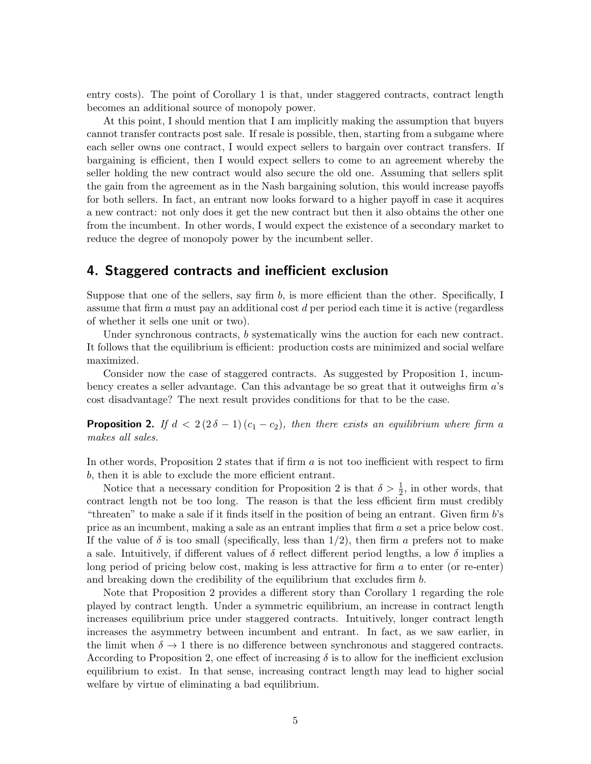entry costs). The point of Corollary 1 is that, under staggered contracts, contract length becomes an additional source of monopoly power.

At this point, I should mention that I am implicitly making the assumption that buyers cannot transfer contracts post sale. If resale is possible, then, starting from a subgame where each seller owns one contract, I would expect sellers to bargain over contract transfers. If bargaining is efficient, then I would expect sellers to come to an agreement whereby the seller holding the new contract would also secure the old one. Assuming that sellers split the gain from the agreement as in the Nash bargaining solution, this would increase payoffs for both sellers. In fact, an entrant now looks forward to a higher payoff in case it acquires a new contract: not only does it get the new contract but then it also obtains the other one from the incumbent. In other words, I would expect the existence of a secondary market to reduce the degree of monopoly power by the incumbent seller.

## 4. Staggered contracts and inefficient exclusion

Suppose that one of the sellers, say firm $b$, is more efficient than the other. Specifically, I assume that firm $a$ must pay an additional cost $d$ per period each time it is active (regardless of whether it sells one unit or two).

Under synchronous contracts, $b$ systematically wins the auction for each new contract. It follows that the equilibrium is efficient: production costs are minimized and social welfare maximized.

Consider now the case of staggered contracts. As suggested by Proposition 1, incumbency creates a seller advantage. Can this advantage be so great that it outweighs firm $a$'s cost disadvantage? The next result provides conditions for that to be the case.

**Proposition 2.** *If $d < 2\,(2\,\delta - 1)\,(c_1 - c_2)$, then there exists an equilibrium where firm $a$ makes all sales.*

In other words, Proposition 2 states that if firm $a$ is not too inefficient with respect to firm $b$, then it is able to exclude the more efficient entrant.

Notice that a necessary condition for Proposition 2 is that $\delta > \frac{1}{2}$, in other words, that contract length not be too long. The reason is that the less efficient firm must credibly "threaten" to make a sale if it finds itself in the position of being an entrant. Given firm $b$'s price as an incumbent, making a sale as an entrant implies that firm $a$ set a price below cost. If the value of $\delta$ is too small (specifically, less than 1/2), then firm $a$ prefers not to make a sale. Intuitively, if different values of $\delta$ reflect different period lengths, a low $\delta$ implies a long period of pricing below cost, making is less attractive for firm $a$ to enter (or re-enter) and breaking down the credibility of the equilibrium that excludes firm $b$.

Note that Proposition 2 provides a different story than Corollary 1 regarding the role played by contract length. Under a symmetric equilibrium, an increase in contract length increases equilibrium price under staggered contracts. Intuitively, longer contract length increases the asymmetry between incumbent and entrant. In fact, as we saw earlier, in the limit when $\delta \to 1$ there is no difference between synchronous and staggered contracts. According to Proposition 2, one effect of increasing $\delta$ is to allow for the inefficient exclusion equilibrium to exist. In that sense, increasing contract length may lead to higher social welfare by virtue of eliminating a bad equilibrium.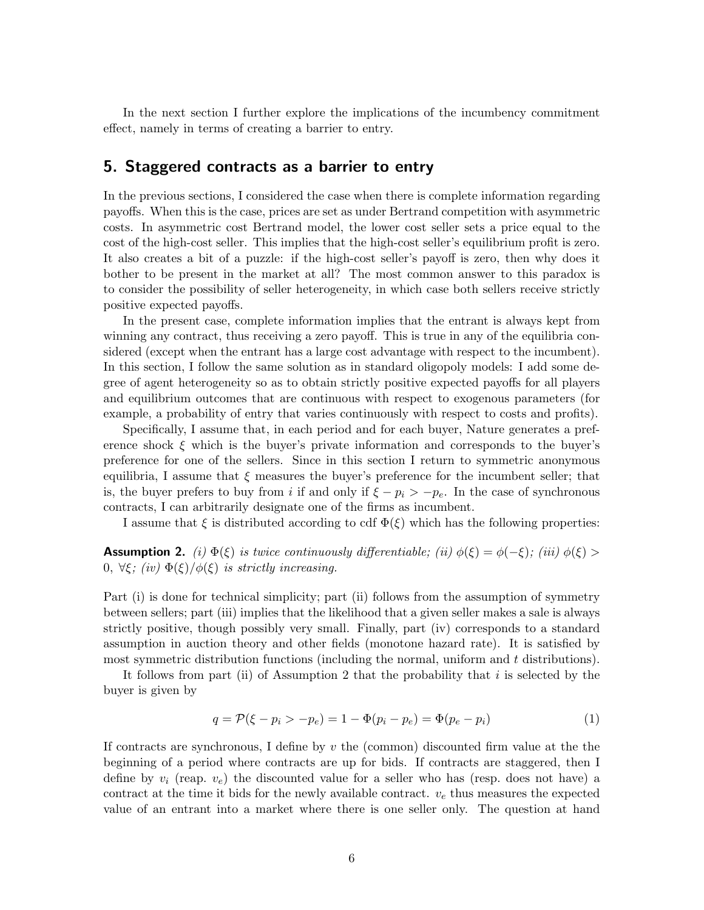In the next section I further explore the implications of the incumbency commitment effect, namely in terms of creating a barrier to entry.

## 5. Staggered contracts as a barrier to entry

In the previous sections, I considered the case when there is complete information regarding payoffs. When this is the case, prices are set as under Bertrand competition with asymmetric costs. In asymmetric cost Bertrand model, the lower cost seller sets a price equal to the cost of the high-cost seller. This implies that the high-cost seller's equilibrium profit is zero. It also creates a bit of a puzzle: if the high-cost seller's payoff is zero, then why does it bother to be present in the market at all? The most common answer to this paradox is to consider the possibility of seller heterogeneity, in which case both sellers receive strictly positive expected payoffs.

In the present case, complete information implies that the entrant is always kept from winning any contract, thus receiving a zero payoff. This is true in any of the equilibria considered (except when the entrant has a large cost advantage with respect to the incumbent). In this section, I follow the same solution as in standard oligopoly models: I add some degree of agent heterogeneity so as to obtain strictly positive expected payoffs for all players and equilibrium outcomes that are continuous with respect to exogenous parameters (for example, a probability of entry that varies continuously with respect to costs and profits).

Specifically, I assume that, in each period and for each buyer, Nature generates a preference shock $\xi$ which is the buyer's private information and corresponds to the buyer's preference for one of the sellers. Since in this section I return to symmetric anonymous equilibria, I assume that $\xi$ measures the buyer's preference for the incumbent seller; that is, the buyer prefers to buy from $i$ if and only if $\xi - p_i > -p_e$. In the case of synchronous contracts, I can arbitrarily designate one of the firms as incumbent.

I assume that $\xi$ is distributed according to cdf $\Phi(\xi)$ which has the following properties:

**Assumption 2.** *(i) $\Phi(\xi)$ is twice continuously differentiable; (ii) $\phi(\xi) = \phi(-\xi)$; (iii) $\phi(\xi) > 0$, $\forall \xi$; (iv) $\Phi(\xi)/\phi(\xi)$ is strictly increasing.*

Part (i) is done for technical simplicity; part (ii) follows from the assumption of symmetry between sellers; part (iii) implies that the likelihood that a given seller makes a sale is always strictly positive, though possibly very small. Finally, part (iv) corresponds to a standard assumption in auction theory and other fields (monotone hazard rate). It is satisfied by most symmetric distribution functions (including the normal, uniform and $t$ distributions).

It follows from part (ii) of Assumption 2 that the probability that $i$ is selected by the buyer is given by

$$q = \mathcal{P}(\xi - p_i > -p_e) = 1 - \Phi(p_i - p_e) = \Phi(p_e - p_i) \tag{1}$$

If contracts are synchronous, I define by $v$ the (common) discounted firm value at the the beginning of a period where contracts are up for bids. If contracts are staggered, then I define by $v_i$ (reap. $v_e$) the discounted value for a seller who has (resp. does not have) a contract at the time it bids for the newly available contract. $v_e$ thus measures the expected value of an entrant into a market where there is one seller only. The question at hand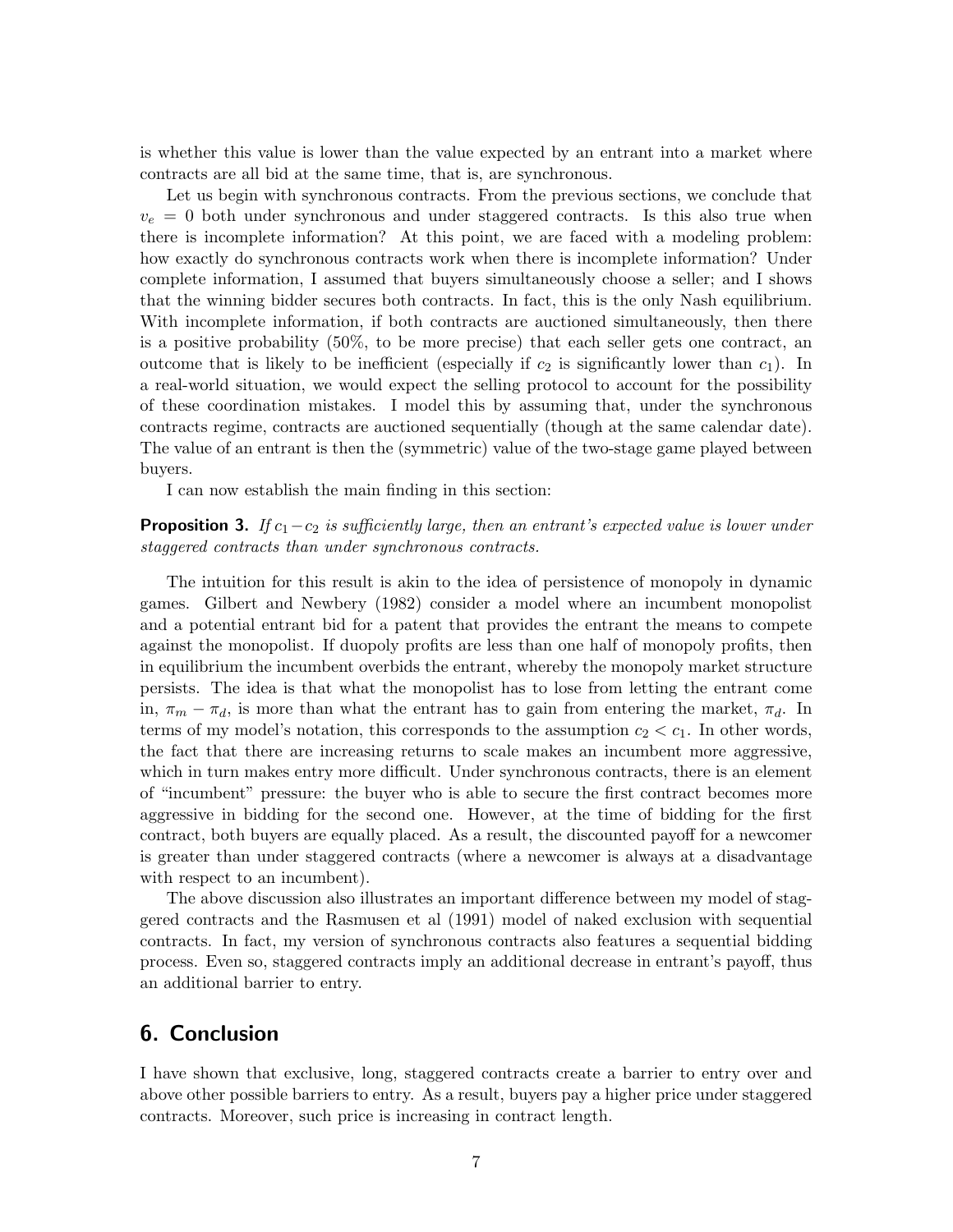is whether this value is lower than the value expected by an entrant into a market where contracts are all bid at the same time, that is, are synchronous.

Let us begin with synchronous contracts. From the previous sections, we conclude that $v_e = 0$ both under synchronous and under staggered contracts. Is this also true when there is incomplete information? At this point, we are faced with a modeling problem: how exactly do synchronous contracts work when there is incomplete information? Under complete information, I assumed that buyers simultaneously choose a seller; and I shows that the winning bidder secures both contracts. In fact, this is the only Nash equilibrium. With incomplete information, if both contracts are auctioned simultaneously, then there is a positive probability (50%, to be more precise) that each seller gets one contract, an outcome that is likely to be inefficient (especially if $c_2$ is significantly lower than $c_1$). In a real-world situation, we would expect the selling protocol to account for the possibility of these coordination mistakes. I model this by assuming that, under the synchronous contracts regime, contracts are auctioned sequentially (though at the same calendar date). The value of an entrant is then the (symmetric) value of the two-stage game played between buyers.

I can now establish the main finding in this section:

**Proposition 3.** *If $c_1 - c_2$ is sufficiently large, then an entrant's expected value is lower under staggered contracts than under synchronous contracts.*

The intuition for this result is akin to the idea of persistence of monopoly in dynamic games. Gilbert and Newbery (1982) consider a model where an incumbent monopolist and a potential entrant bid for a patent that provides the entrant the means to compete against the monopolist. If duopoly profits are less than one half of monopoly profits, then in equilibrium the incumbent overbids the entrant, whereby the monopoly market structure persists. The idea is that what the monopolist has to lose from letting the entrant come in, $\pi_m - \pi_d$, is more than what the entrant has to gain from entering the market, $\pi_d$. In terms of my model's notation, this corresponds to the assumption $c_2 < c_1$. In other words, the fact that there are increasing returns to scale makes an incumbent more aggressive, which in turn makes entry more difficult. Under synchronous contracts, there is an element of "incumbent" pressure: the buyer who is able to secure the first contract becomes more aggressive in bidding for the second one. However, at the time of bidding for the first contract, both buyers are equally placed. As a result, the discounted payoff for a newcomer is greater than under staggered contracts (where a newcomer is always at a disadvantage with respect to an incumbent).

The above discussion also illustrates an important difference between my model of staggered contracts and the Rasmusen et al (1991) model of naked exclusion with sequential contracts. In fact, my version of synchronous contracts also features a sequential bidding process. Even so, staggered contracts imply an additional decrease in entrant's payoff, thus an additional barrier to entry.

## 6. Conclusion

I have shown that exclusive, long, staggered contracts create a barrier to entry over and above other possible barriers to entry. As a result, buyers pay a higher price under staggered contracts. Moreover, such price is increasing in contract length.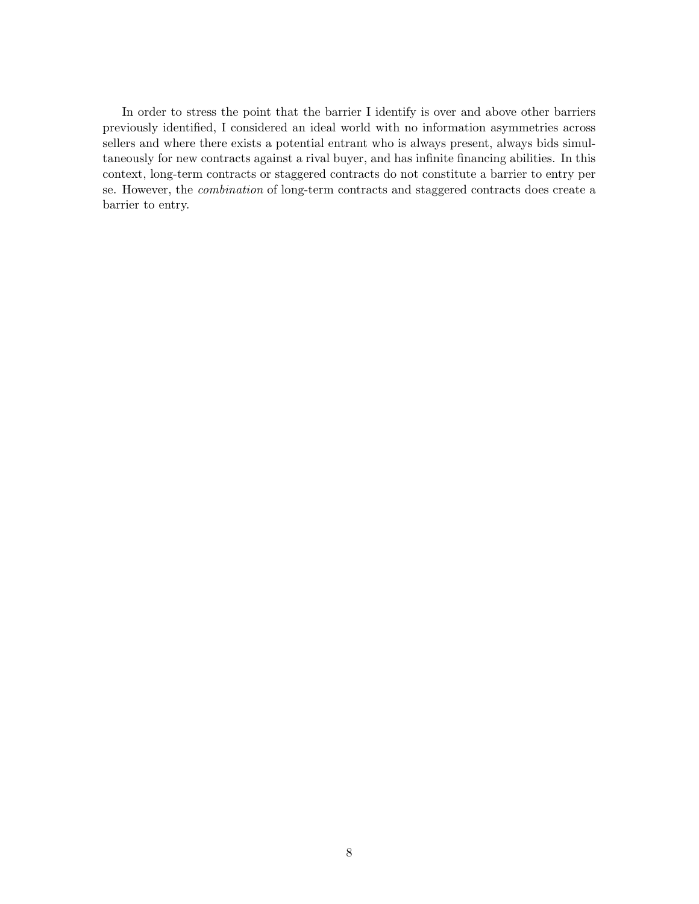In order to stress the point that the barrier I identify is over and above other barriers previously identified, I considered an ideal world with no information asymmetries across sellers and where there exists a potential entrant who is always present, always bids simultaneously for new contracts against a rival buyer, and has infinite financing abilities. In this context, long-term contracts or staggered contracts do not constitute a barrier to entry per se. However, the *combination* of long-term contracts and staggered contracts does create a barrier to entry.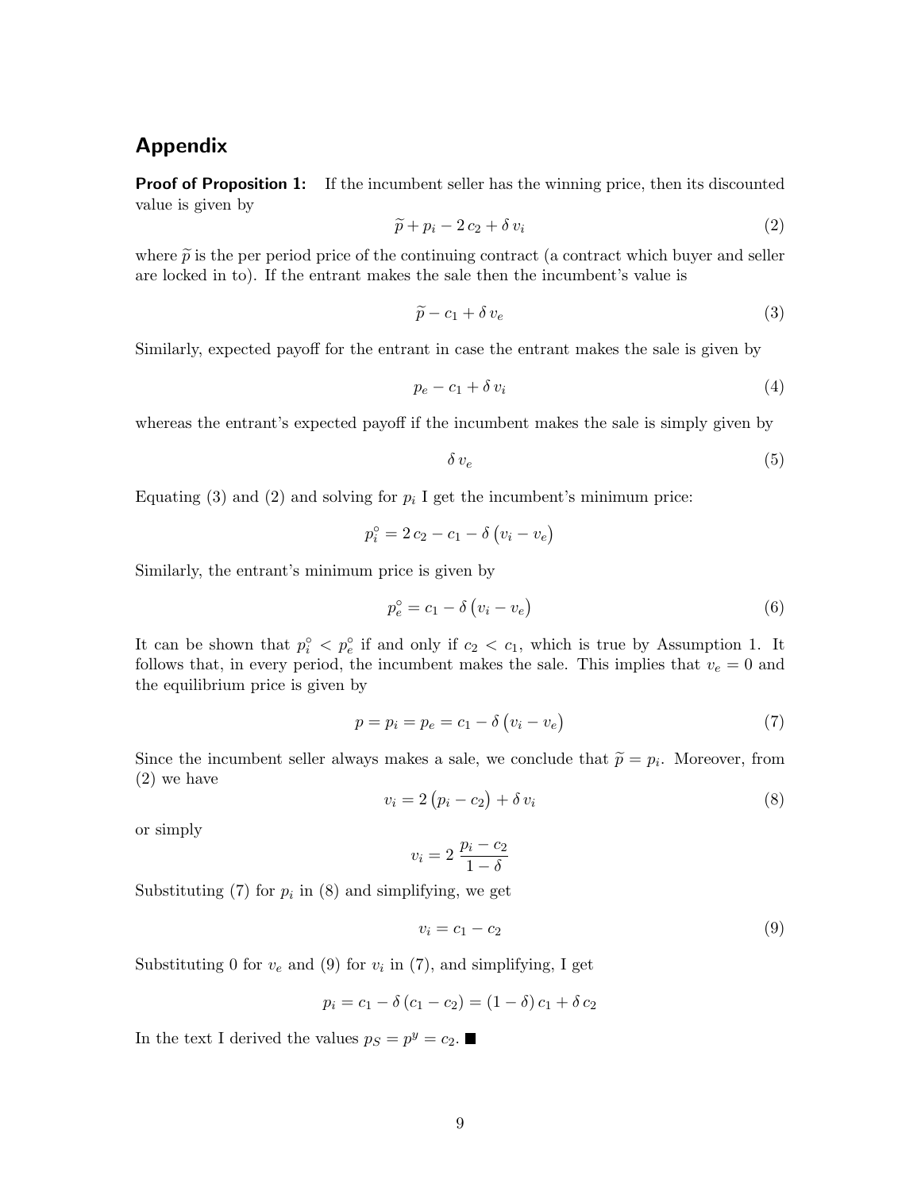## Appendix

**Proof of Proposition 1:** If the incumbent seller has the winning price, then its discounted value is given by

$$\widetilde{p} + p_i - 2\,c_2 + \delta\,v_i \tag{2}$$

where $\widetilde{p}$ is the per period price of the continuing contract (a contract which buyer and seller are locked in to). If the entrant makes the sale then the incumbent's value is

$$\widetilde{p} - c_1 + \delta\,v_e \tag{3}$$

Similarly, expected payoff for the entrant in case the entrant makes the sale is given by

$$p_e - c_1 + \delta\,v_i \tag{4}$$

whereas the entrant's expected payoff if the incumbent makes the sale is simply given by

$$\delta\,v_e \tag{5}$$

Equating (3) and (2) and solving for $p_i$ I get the incumbent's minimum price:

$$p_i^\circ = 2\,c_2 - c_1 - \delta\,\bigl(v_i - v_e\bigr)$$

Similarly, the entrant's minimum price is given by

$$p_e^\circ = c_1 - \delta\,\bigl(v_i - v_e\bigr) \tag{6}$$

It can be shown that $p_i^\circ < p_e^\circ$ if and only if $c_2 < c_1$, which is true by Assumption 1. It follows that, in every period, the incumbent makes the sale. This implies that $v_e = 0$ and the equilibrium price is given by

$$p = p_i = p_e = c_1 - \delta\,\bigl(v_i - v_e\bigr) \tag{7}$$

Since the incumbent seller always makes a sale, we conclude that $\widetilde{p} = p_i$. Moreover, from (2) we have

$$v_i = 2\,\bigl(p_i - c_2\bigr) + \delta\,v_i \tag{8}$$

or simply

$$v_i = 2\,\frac{p_i - c_2}{1 - \delta}$$

Substituting (7) for $p_i$ in (8) and simplifying, we get

$$v_i = c_1 - c_2 \tag{9}$$

Substituting 0 for $v_e$ and (9) for $v_i$ in (7), and simplifying, I get

$$p_i = c_1 - \delta\,(c_1 - c_2) = (1 - \delta)\,c_1 + \delta\,c_2$$

In the text I derived the values $p_S = p^y = c_2$. ■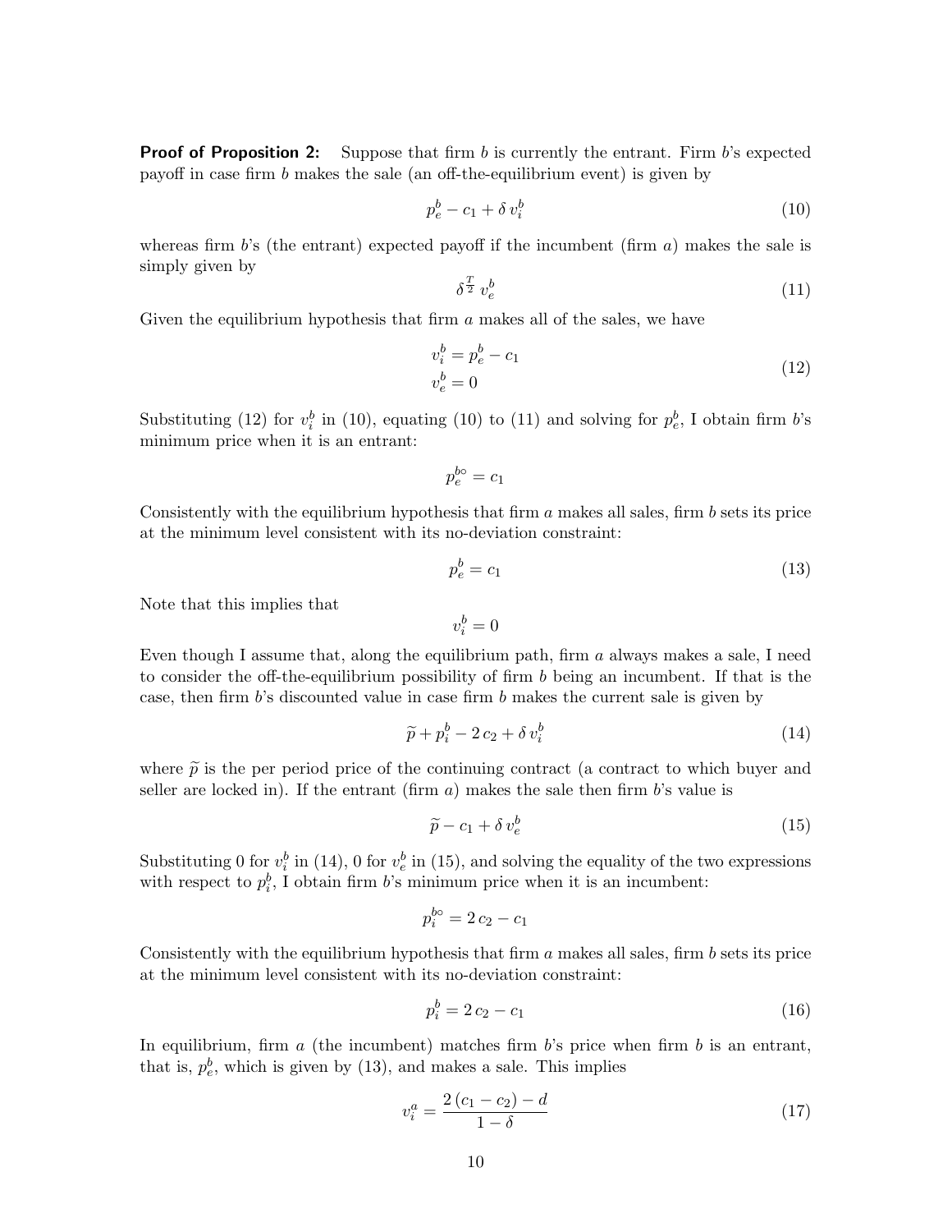**Proof of Proposition 2:** Suppose that firm $b$ is currently the entrant. Firm $b$'s expected payoff in case firm $b$ makes the sale (an off-the-equilibrium event) is given by

$$p_e^b - c_1 + \delta\, v_i^b \tag{10}$$

whereas firm $b$'s (the entrant) expected payoff if the incumbent (firm $a$) makes the sale is simply given by

$$\delta^{\frac{T}{2}}\, v_e^b \tag{11}$$

Given the equilibrium hypothesis that firm $a$ makes all of the sales, we have

$$\begin{aligned} v_i^b &= p_e^b - c_1 \\ v_e^b &= 0 \end{aligned} \tag{12}$$

Substituting (12) for $v_i^b$ in (10), equating (10) to (11) and solving for $p_e^b$, I obtain firm $b$'s minimum price when it is an entrant:

$$p_e^{b\circ} = c_1$$

Consistently with the equilibrium hypothesis that firm $a$ makes all sales, firm $b$ sets its price at the minimum level consistent with its no-deviation constraint:

$$p_e^b = c_1 \tag{13}$$

Note that this implies that

$$v_i^b = 0$$

Even though I assume that, along the equilibrium path, firm $a$ always makes a sale, I need to consider the off-the-equilibrium possibility of firm $b$ being an incumbent. If that is the case, then firm $b$'s discounted value in case firm $b$ makes the current sale is given by

$$\widetilde{p} + p_i^b - 2\, c_2 + \delta\, v_i^b \tag{14}$$

where $\widetilde{p}$ is the per period price of the continuing contract (a contract to which buyer and seller are locked in). If the entrant (firm $a$) makes the sale then firm $b$'s value is

$$\widetilde{p} - c_1 + \delta\, v_e^b \tag{15}$$

Substituting 0 for $v_i^b$ in (14), 0 for $v_e^b$ in (15), and solving the equality of the two expressions with respect to $p_i^b$, I obtain firm $b$'s minimum price when it is an incumbent:

$$p_i^{b\circ} = 2\, c_2 - c_1$$

Consistently with the equilibrium hypothesis that firm $a$ makes all sales, firm $b$ sets its price at the minimum level consistent with its no-deviation constraint:

$$p_i^b = 2\, c_2 - c_1 \tag{16}$$

In equilibrium, firm $a$ (the incumbent) matches firm $b$'s price when firm $b$ is an entrant, that is, $p_e^b$, which is given by (13), and makes a sale. This implies

$$v_i^a = \frac{2\,(c_1 - c_2) - d}{1 - \delta} \tag{17}$$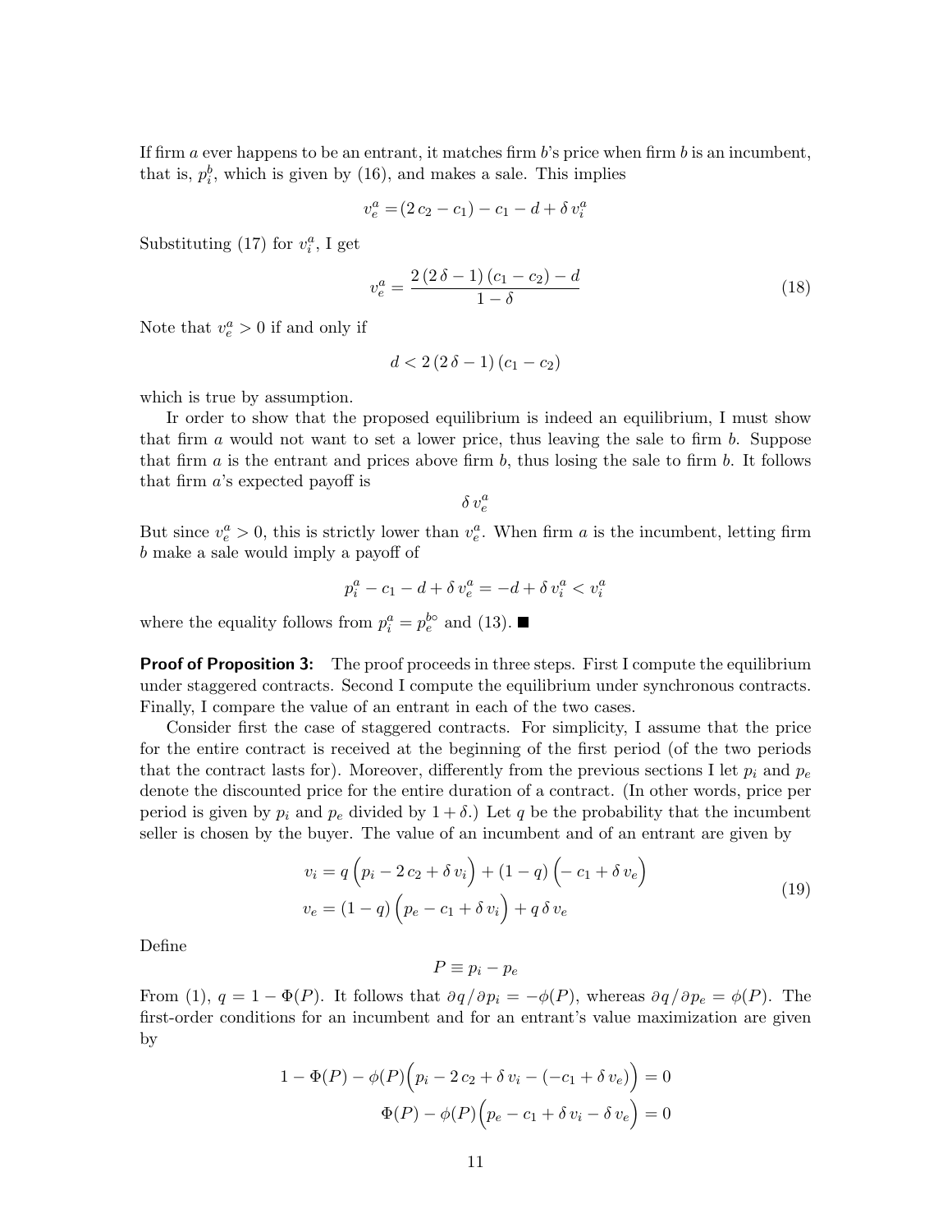If firm $a$ ever happens to be an entrant, it matches firm $b$'s price when firm $b$ is an incumbent, that is, $p_i^b$, which is given by (16), and makes a sale. This implies

$$v_e^a = (2\,c_2 - c_1) - c_1 - d + \delta\, v_i^a$$

Substituting (17) for $v_i^a$, I get

$$v_e^a = \frac{2\,(2\,\delta - 1)\,(c_1 - c_2) - d}{1 - \delta} \tag{18}$$

Note that $v_e^a > 0$ if and only if

$$d < 2\,(2\,\delta - 1)\,(c_1 - c_2)$$

which is true by assumption.

Ir order to show that the proposed equilibrium is indeed an equilibrium, I must show that firm $a$ would not want to set a lower price, thus leaving the sale to firm $b$. Suppose that firm $a$ is the entrant and prices above firm $b$, thus losing the sale to firm $b$. It follows that firm $a$'s expected payoff is

$$\delta\, v_e^a$$

But since $v_e^a > 0$, this is strictly lower than $v_e^a$. When firm $a$ is the incumbent, letting firm $b$ make a sale would imply a payoff of

$$p_i^a - c_1 - d + \delta\, v_e^a = -d + \delta\, v_i^a < v_i^a$$

where the equality follows from $p_i^a = p_e^{b\circ}$ and (13). ■

**Proof of Proposition 3:** The proof proceeds in three steps. First I compute the equilibrium under staggered contracts. Second I compute the equilibrium under synchronous contracts. Finally, I compare the value of an entrant in each of the two cases.

Consider first the case of staggered contracts. For simplicity, I assume that the price for the entire contract is received at the beginning of the first period (of the two periods that the contract lasts for). Moreover, differently from the previous sections I let $p_i$ and $p_e$ denote the discounted price for the entire duration of a contract. (In other words, price per period is given by $p_i$ and $p_e$ divided by $1 + \delta$.) Let $q$ be the probability that the incumbent seller is chosen by the buyer. The value of an incumbent and of an entrant are given by

$$\begin{aligned} v_i &= q\,\Big(p_i - 2\,c_2 + \delta\, v_i\Big) + (1 - q)\,\Big(-\,c_1 + \delta\, v_e\Big) \\ v_e &= (1 - q)\,\Big(p_e - c_1 + \delta\, v_i\Big) + q\,\delta\, v_e \end{aligned} \tag{19}$$

Define

$$P \equiv p_i - p_e$$

From (1), $q = 1 - \Phi(P)$. It follows that $\partial q / \partial p_i = -\phi(P)$, whereas $\partial q / \partial p_e = \phi(P)$. The first-order conditions for an incumbent and for an entrant's value maximization are given by

$$\begin{aligned} 1 - \Phi(P) - \phi(P)\Big(p_i - 2\,c_2 + \delta\, v_i - (-c_1 + \delta\, v_e)\Big) &= 0 \\ \Phi(P) - \phi(P)\Big(p_e - c_1 + \delta\, v_i - \delta\, v_e\Big) &= 0 \end{aligned}$$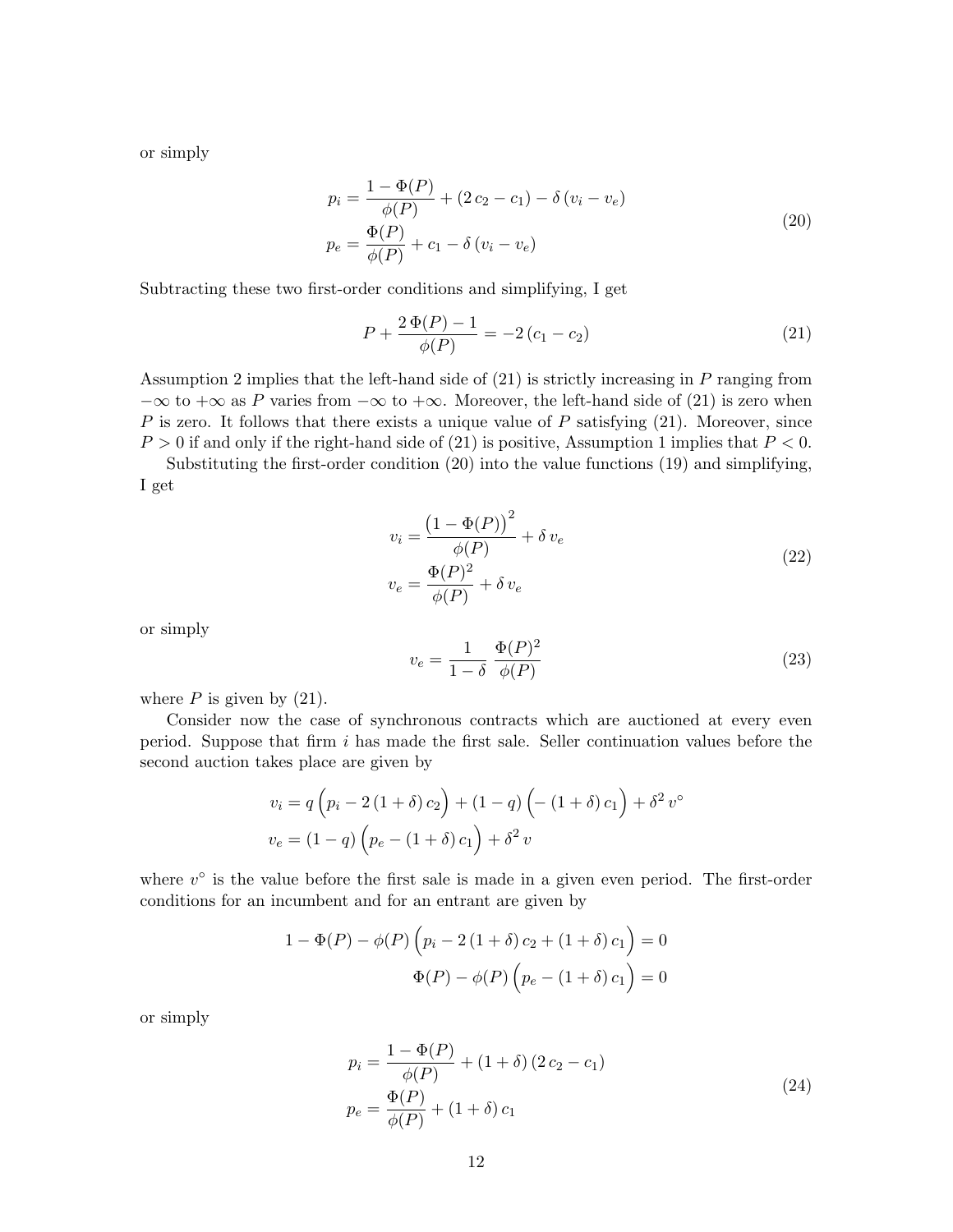or simply

$$
\begin{aligned}
p_i &= \frac{1 - \Phi(P)}{\phi(P)} + (2\,c_2 - c_1) - \delta\,(v_i - v_e) \\
p_e &= \frac{\Phi(P)}{\phi(P)} + c_1 - \delta\,(v_i - v_e)
\end{aligned}
\tag{20}
$$

Subtracting these two first-order conditions and simplifying, I get

$$
P + \frac{2\,\Phi(P) - 1}{\phi(P)} = -2\,(c_1 - c_2)
\tag{21}
$$

Assumption 2 implies that the left-hand side of (21) is strictly increasing in $P$ ranging from $-\infty$ to $+\infty$ as $P$ varies from $-\infty$ to $+\infty$. Moreover, the left-hand side of (21) is zero when $P$ is zero. It follows that there exists a unique value of $P$ satisfying (21). Moreover, since $P > 0$ if and only if the right-hand side of (21) is positive, Assumption 1 implies that $P < 0$.

Substituting the first-order condition (20) into the value functions (19) and simplifying, I get

$$
\begin{aligned}
v_i &= \frac{\big(1 - \Phi(P)\big)^2}{\phi(P)} + \delta\,v_e \\
v_e &= \frac{\Phi(P)^2}{\phi(P)} + \delta\,v_e
\end{aligned}
\tag{22}
$$

or simply

$$
v_e = \frac{1}{1-\delta}\,\frac{\Phi(P)^2}{\phi(P)}
\tag{23}
$$

where $P$ is given by (21).

Consider now the case of synchronous contracts which are auctioned at every even period. Suppose that firm $i$ has made the first sale. Seller continuation values before the second auction takes place are given by

$$
\begin{aligned}
v_i &= q\,\Big(p_i - 2\,(1+\delta)\,c_2\Big) + (1-q)\,\Big(-\,(1+\delta)\,c_1\Big) + \delta^2\,v^\circ \\
v_e &= (1-q)\,\Big(p_e - (1+\delta)\,c_1\Big) + \delta^2\,v
\end{aligned}
$$

where $v^\circ$ is the value before the first sale is made in a given even period. The first-order conditions for an incumbent and for an entrant are given by

$$
\begin{aligned}
1 - \Phi(P) - \phi(P)\,\Big(p_i - 2\,(1+\delta)\,c_2 + (1+\delta)\,c_1\Big) &= 0 \\
\Phi(P) - \phi(P)\,\Big(p_e - (1+\delta)\,c_1\Big) &= 0
\end{aligned}
$$

or simply

$$
\begin{aligned}
p_i &= \frac{1 - \Phi(P)}{\phi(P)} + (1+\delta)\,(2\,c_2 - c_1) \\
p_e &= \frac{\Phi(P)}{\phi(P)} + (1+\delta)\,c_1
\end{aligned}
\tag{24}
$$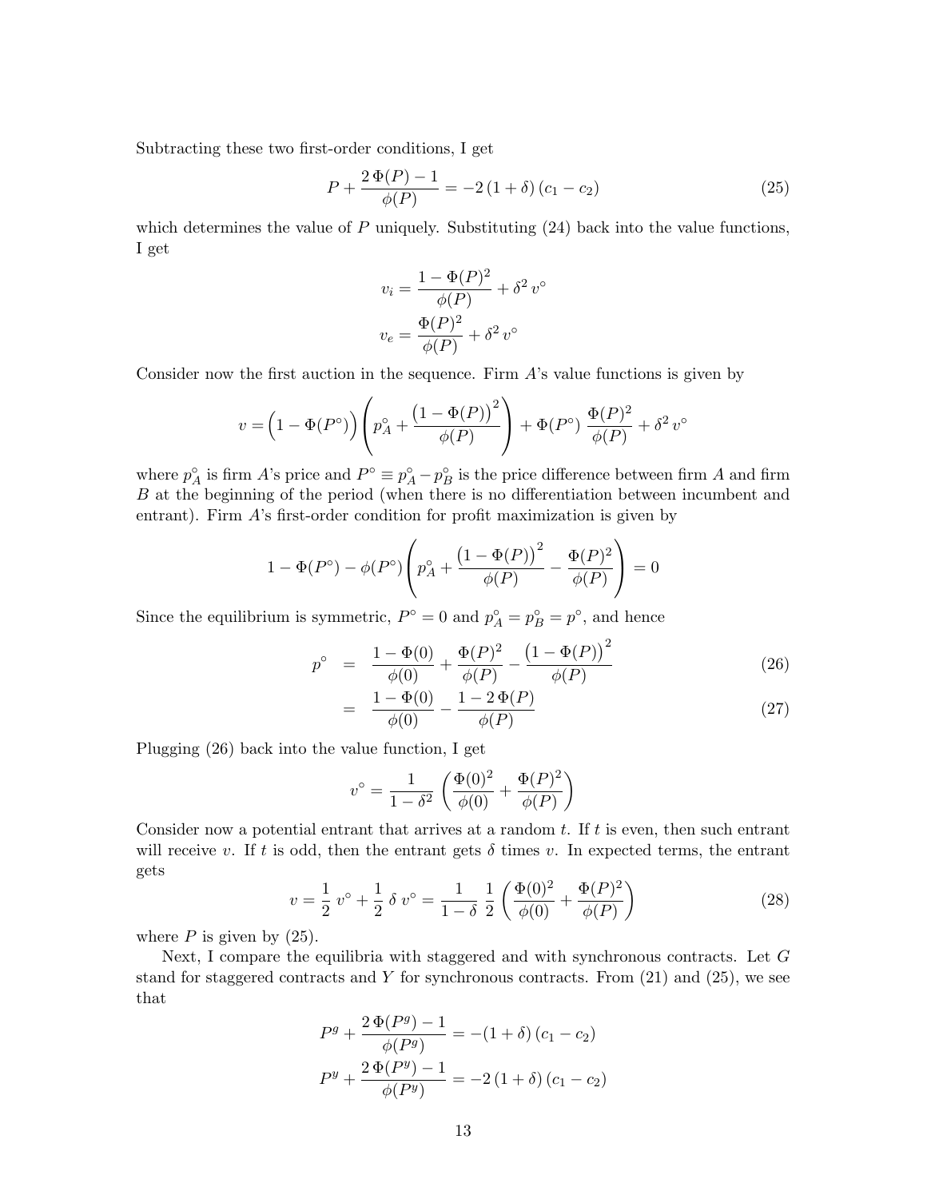Subtracting these two first-order conditions, I get

$$P + \frac{2\,\Phi(P) - 1}{\phi(P)} = -2\,(1+\delta)\,(c_1 - c_2) \tag{25}$$

which determines the value of $P$ uniquely. Substituting (24) back into the value functions, I get

$$v_i = \frac{1 - \Phi(P)^2}{\phi(P)} + \delta^2\, v^\circ$$

$$v_e = \frac{\Phi(P)^2}{\phi(P)} + \delta^2\, v^\circ$$

Consider now the first auction in the sequence. Firm $A$'s value functions is given by

$$v = \Big(1 - \Phi(P^\circ)\Big) \left( p_A^\circ + \frac{\big(1-\Phi(P)\big)^2}{\phi(P)} \right) + \Phi(P^\circ)\; \frac{\Phi(P)^2}{\phi(P)} + \delta^2\, v^\circ$$

where $p_A^\circ$ is firm $A$'s price and $P^\circ \equiv p_A^\circ - p_B^\circ$ is the price difference between firm $A$ and firm $B$ at the beginning of the period (when there is no differentiation between incumbent and entrant). Firm $A$'s first-order condition for profit maximization is given by

$$1 - \Phi(P^\circ) - \phi(P^\circ) \left( p_A^\circ + \frac{\big(1-\Phi(P)\big)^2}{\phi(P)} - \frac{\Phi(P)^2}{\phi(P)} \right) = 0$$

Since the equilibrium is symmetric, $P^\circ = 0$ and $p_A^\circ = p_B^\circ = p^\circ$, and hence

$$p^\circ = \frac{1 - \Phi(0)}{\phi(0)} + \frac{\Phi(P)^2}{\phi(P)} - \frac{\big(1-\Phi(P)\big)^2}{\phi(P)} \tag{26}$$

$$= \frac{1 - \Phi(0)}{\phi(0)} - \frac{1 - 2\,\Phi(P)}{\phi(P)} \tag{27}$$

Plugging (26) back into the value function, I get

$$v^\circ = \frac{1}{1-\delta^2} \left( \frac{\Phi(0)^2}{\phi(0)} + \frac{\Phi(P)^2}{\phi(P)} \right)$$

Consider now a potential entrant that arrives at a random $t$. If $t$ is even, then such entrant will receive $v$. If $t$ is odd, then the entrant gets $\delta$ times $v$. In expected terms, the entrant gets

$$v = \frac{1}{2}\, v^\circ + \frac{1}{2}\,\delta\, v^\circ = \frac{1}{1-\delta}\;\frac{1}{2} \left( \frac{\Phi(0)^2}{\phi(0)} + \frac{\Phi(P)^2}{\phi(P)} \right) \tag{28}$$

where $P$ is given by (25).

Next, I compare the equilibria with staggered and with synchronous contracts. Let $G$ stand for staggered contracts and $Y$ for synchronous contracts. From (21) and (25), we see that

$$P^g + \frac{2\,\Phi(P^g) - 1}{\phi(P^g)} = -(1+\delta)\,(c_1 - c_2)$$

$$P^y + \frac{2\,\Phi(P^y) - 1}{\phi(P^y)} = -2\,(1+\delta)\,(c_1 - c_2)$$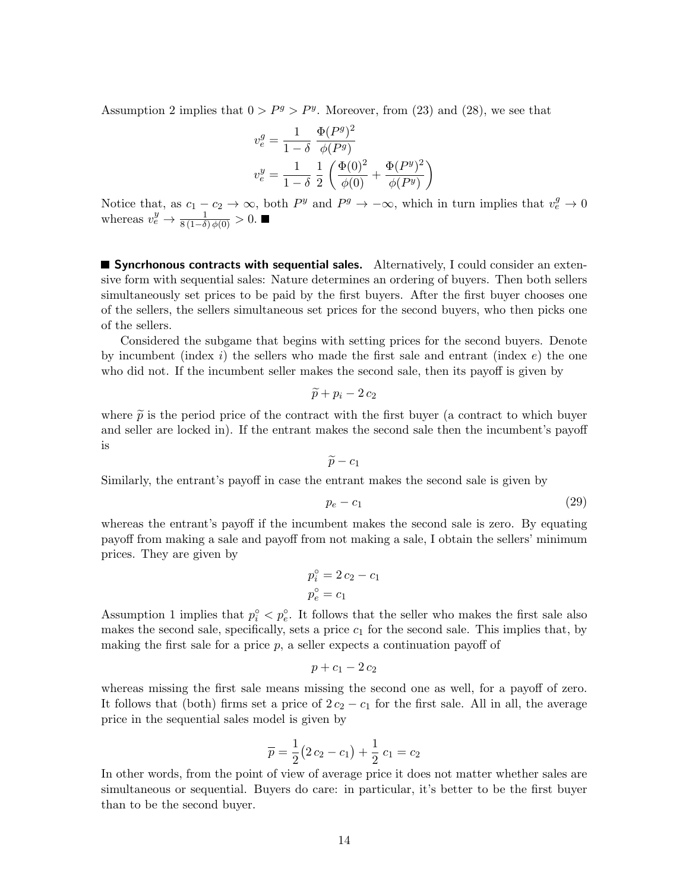Assumption 2 implies that $0 > P^g > P^y$. Moreover, from (23) and (28), we see that

$$v_e^g = \frac{1}{1-\delta} \; \frac{\Phi(P^g)^2}{\phi(P^g)}$$

$$v_e^y = \frac{1}{1-\delta} \; \frac{1}{2} \left( \frac{\Phi(0)^2}{\phi(0)} + \frac{\Phi(P^y)^2}{\phi(P^y)} \right)$$

Notice that, as $c_1 - c_2 \to \infty$, both $P^y$ and $P^g \to -\infty$, which in turn implies that $v_e^g \to 0$ whereas $v_e^y \to \frac{1}{8\,(1-\delta)\,\phi(0)} > 0$. ■

**■ Syncrhonous contracts with sequential sales.** Alternatively, I could consider an extensive form with sequential sales: Nature determines an ordering of buyers. Then both sellers simultaneously set prices to be paid by the first buyers. After the first buyer chooses one of the sellers, the sellers simultaneous set prices for the second buyers, who then picks one of the sellers.

Considered the subgame that begins with setting prices for the second buyers. Denote by incumbent (index $i$) the sellers who made the first sale and entrant (index $e$) the one who did not. If the incumbent seller makes the second sale, then its payoff is given by

$$\widetilde{p} + p_i - 2\,c_2$$

where $\widetilde{p}$ is the period price of the contract with the first buyer (a contract to which buyer and seller are locked in). If the entrant makes the second sale then the incumbent's payoff is

$$\widetilde{p} - c_1$$

Similarly, the entrant's payoff in case the entrant makes the second sale is given by

$$p_e - c_1 \tag{29}$$

whereas the entrant's payoff if the incumbent makes the second sale is zero. By equating payoff from making a sale and payoff from not making a sale, I obtain the sellers' minimum prices. They are given by

$$p_i^\circ = 2\,c_2 - c_1$$

$$p_e^\circ = c_1$$

Assumption 1 implies that $p_i^\circ < p_e^\circ$. It follows that the seller who makes the first sale also makes the second sale, specifically, sets a price $c_1$ for the second sale. This implies that, by making the first sale for a price $p$, a seller expects a continuation payoff of

$$p + c_1 - 2\,c_2$$

whereas missing the first sale means missing the second one as well, for a payoff of zero. It follows that (both) firms set a price of $2\,c_2 - c_1$ for the first sale. All in all, the average price in the sequential sales model is given by

$$\overline{p} = \frac{1}{2}\big(2\,c_2 - c_1\big) + \frac{1}{2}\,c_1 = c_2$$

In other words, from the point of view of average price it does not matter whether sales are simultaneous or sequential. Buyers do care: in particular, it's better to be the first buyer than to be the second buyer.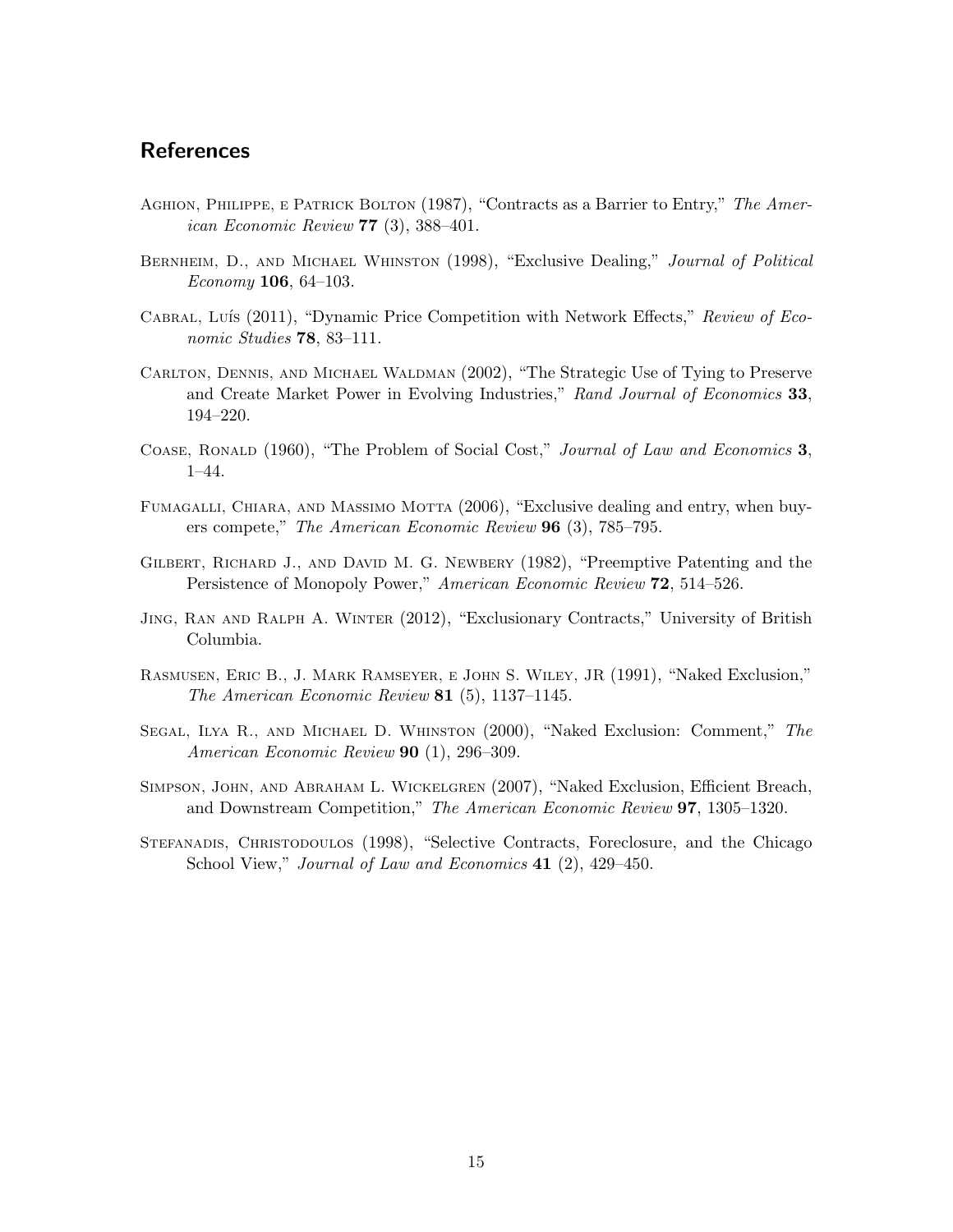## References

Aghion, Philippe, e Patrick Bolton (1987), "Contracts as a Barrier to Entry," *The American Economic Review* **77** (3), 388–401.

Bernheim, D., and Michael Whinston (1998), "Exclusive Dealing," *Journal of Political Economy* **106**, 64–103.

Cabral, Luís (2011), "Dynamic Price Competition with Network Effects," *Review of Economic Studies* **78**, 83–111.

Carlton, Dennis, and Michael Waldman (2002), "The Strategic Use of Tying to Preserve and Create Market Power in Evolving Industries," *Rand Journal of Economics* **33**, 194–220.

Coase, Ronald (1960), "The Problem of Social Cost," *Journal of Law and Economics* **3**, 1–44.

Fumagalli, Chiara, and Massimo Motta (2006), "Exclusive dealing and entry, when buyers compete," *The American Economic Review* **96** (3), 785–795.

Gilbert, Richard J., and David M. G. Newbery (1982), "Preemptive Patenting and the Persistence of Monopoly Power," *American Economic Review* **72**, 514–526.

Jing, Ran and Ralph A. Winter (2012), "Exclusionary Contracts," University of British Columbia.

Rasmusen, Eric B., J. Mark Ramseyer, e John S. Wiley, JR (1991), "Naked Exclusion," *The American Economic Review* **81** (5), 1137–1145.

Segal, Ilya R., and Michael D. Whinston (2000), "Naked Exclusion: Comment," *The American Economic Review* **90** (1), 296–309.

Simpson, John, and Abraham L. Wickelgren (2007), "Naked Exclusion, Efficient Breach, and Downstream Competition," *The American Economic Review* **97**, 1305–1320.

Stefanadis, Christodoulos (1998), "Selective Contracts, Foreclosure, and the Chicago School View," *Journal of Law and Economics* **41** (2), 429–450.